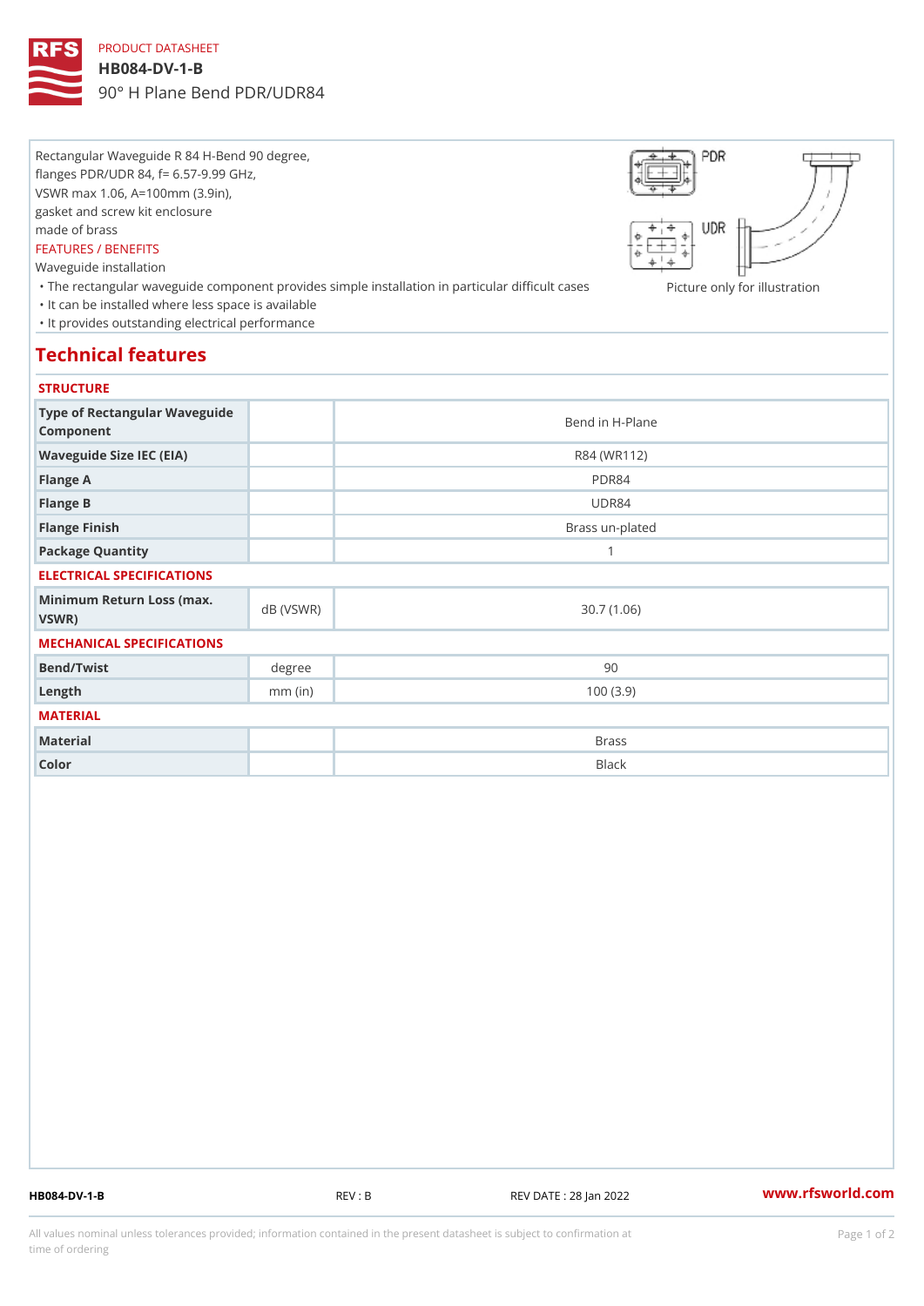PRODUCT DATASHEET

# HB084-DV-1-B

90° H Plane Bend PDR/UDR84

Rectangular Waveguide R 84 H-Bend 90 degree,
flanges PDR/UDR 84, f= 6.57-9.99 GHz,
VSWR max 1.06, A=100mm (3.9in),
gasket and screw kit enclosure
made of brass

FEATURES / BENEFITS

Waveguide installation

- The rectangular waveguide component provides simple installation in particular difficult cases
- It can be installed where less space is available
- It provides outstanding electrical performance

Picture only for illustration

## Technical features

### STRUCTURE

| | | |
|---|---|---|
| Type of Rectangular Waveguide Component | | Bend in H-Plane |
| Waveguide Size IEC (EIA) | | R84 (WR112) |
| Flange A | | PDR84 |
| Flange B | | UDR84 |
| Flange Finish | | Brass un-plated |
| Package Quantity | | 1 |

### ELECTRICAL SPECIFICATIONS

| | | |
|---|---|---|
| Minimum Return Loss (max. VSWR) | dB (VSWR) | 30.7 (1.06) |

### MECHANICAL SPECIFICATIONS

| | | |
|---|---|---|
| Bend/Twist | degree | 90 |
| Length | mm (in) | 100 (3.9) |

### MATERIAL

| | | |
|---|---|---|
| Material | | Brass |
| Color | | Black |

HB084-DV-1-B REV : B REV DATE : 28 Jan 2022 www.rfsworld.com

All values nominal unless tolerances provided; information contained in the present datasheet is subject to confirmation at time of ordering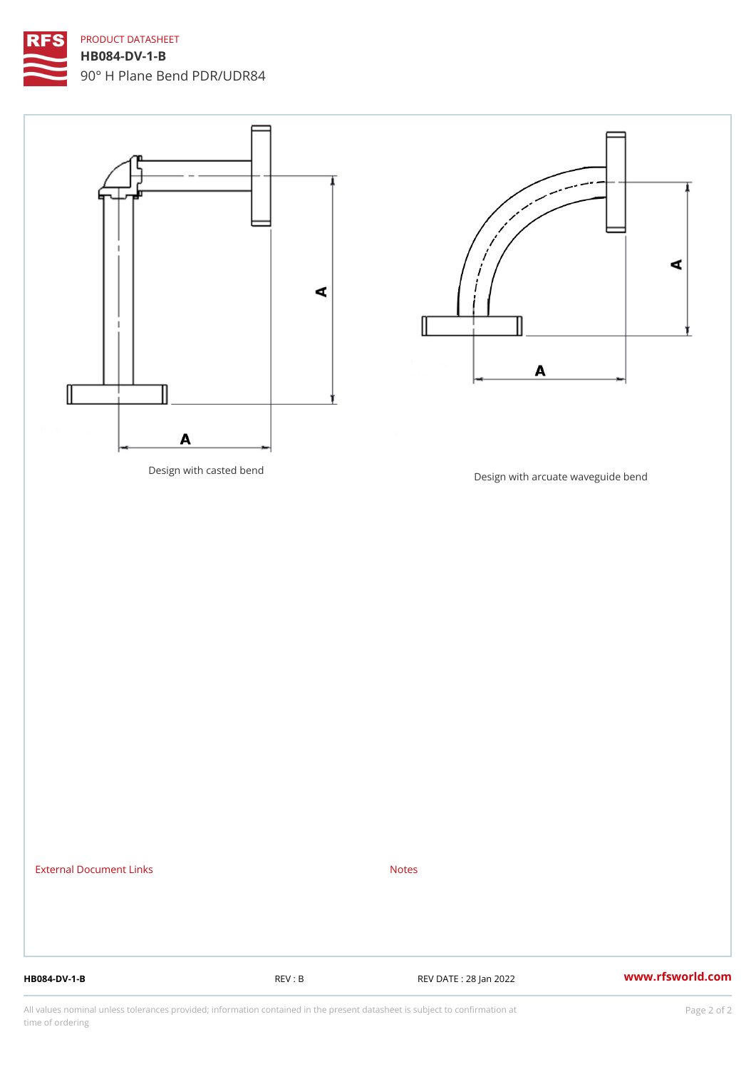A

A

Design with casted bend

A

A

Design with arcuate waveguide bend

External Document Links

Notes

HB084-DV-1-B | REV : B | REV DATE : 28 Jan 2022 | www.rfsworld.com

All values nominal unless tolerances provided; information contained in the present datasheet is subject to confirmation at time of ordering